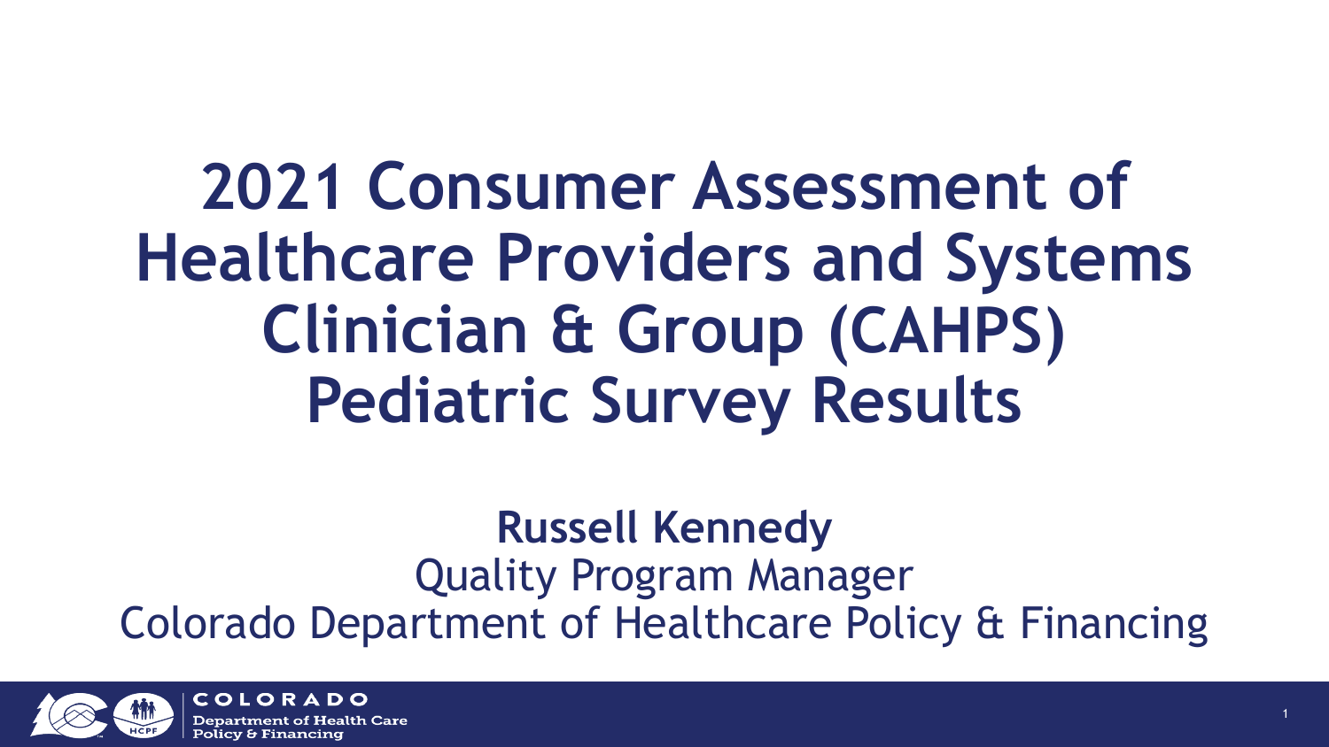# 2021 Consumer Assessment of Healthcare Providers and Systems Clinician & Group (CAHPS) Pediatric Survey Results

**Russell Kennedy**

Quality Program Manager

Colorado Department of Healthcare Policy & Financing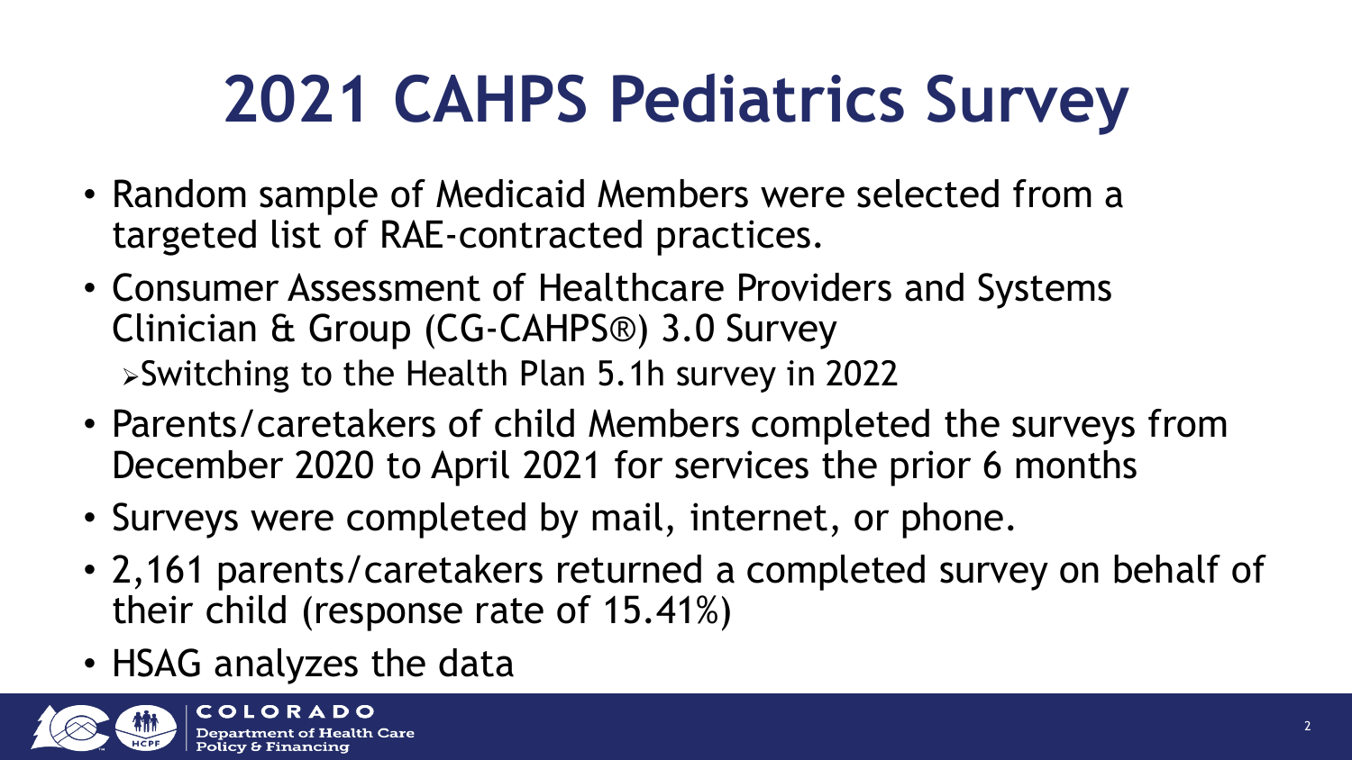# 2021 CAHPS Pediatrics Survey

- Random sample of Medicaid Members were selected from a targeted list of RAE-contracted practices.
- Consumer Assessment of Healthcare Providers and Systems Clinician & Group (CG-CAHPS®) 3.0 Survey
  - Switching to the Health Plan 5.1h survey in 2022
- Parents/caretakers of child Members completed the surveys from December 2020 to April 2021 for services the prior 6 months
- Surveys were completed by mail, internet, or phone.
- 2,161 parents/caretakers returned a completed survey on behalf of their child (response rate of 15.41%)
- HSAG analyzes the data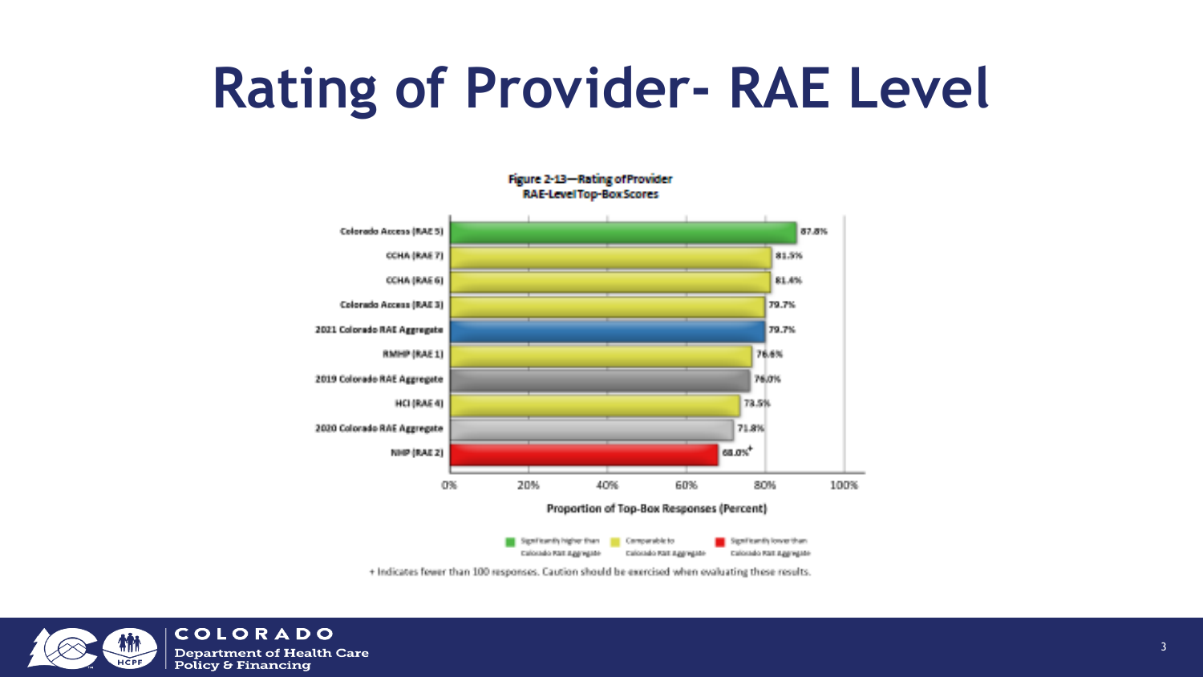# Rating of Provider- RAE Level

**Figure 2-13—Rating of Provider RAE-Level Top-Box Scores**

| RAE | Proportion of Top-Box Responses (Percent) |
|---|---|
| Colorado Access (RAE 5) | 87.8% |
| CCHA (RAE 7) | 81.5% |
| CCHA (RAE 6) | 81.4% |
| Colorado Access (RAE 3) | 79.7% |
| 2021 Colorado RAE Aggregate | 79.7% |
| RMHP (RAE 1) | 76.6% |
| 2019 Colorado RAE Aggregate | 76.0% |
| HCI (RAE 4) | 73.5% |
| 2020 Colorado RAE Aggregate | 71.8% |
| NHP (RAE 2) | 68.0%+ |

Legend: Significantly higher than Colorado RAE Aggregate (green); Comparable to Colorado RAE Aggregate (yellow); Significantly lower than Colorado RAE Aggregate (red)

+ Indicates fewer than 100 responses. Caution should be exercised when evaluating these results.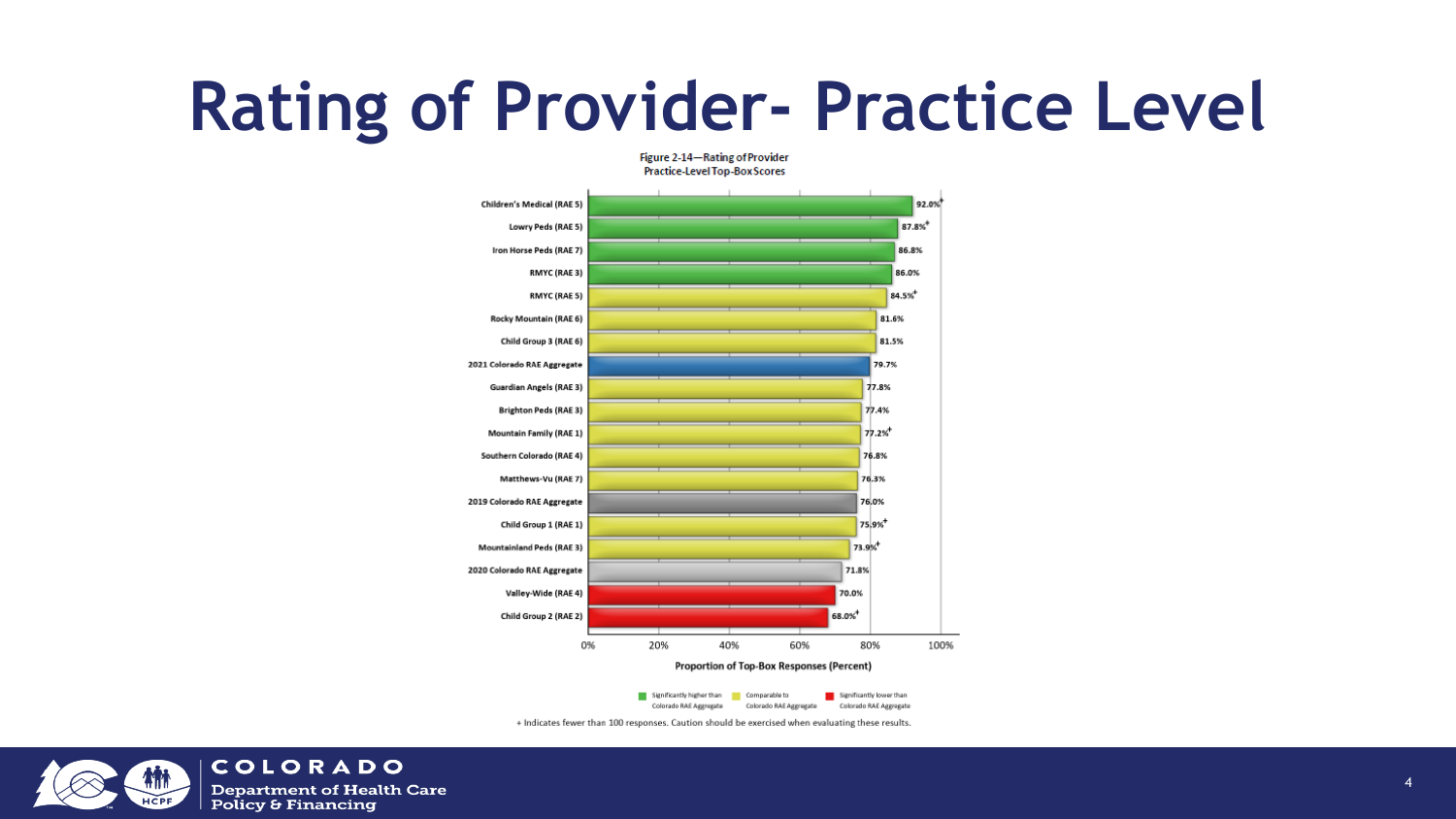# Rating of Provider- Practice Level

Figure 2-14—Rating of Provider Practice-Level Top-Box Scores

| Practice | Top-Box Score | Comparison |
| --- | --- | --- |
| Children's Medical (RAE 5) | 92.0%+ | Significantly higher than Colorado RAE Aggregate |
| Lowry Peds (RAE 5) | 87.8%+ | Significantly higher than Colorado RAE Aggregate |
| Iron Horse Peds (RAE 7) | 86.8% | Significantly higher than Colorado RAE Aggregate |
| RMYC (RAE 3) | 86.0% | Significantly higher than Colorado RAE Aggregate |
| RMYC (RAE 5) | 84.5%+ | Comparable to Colorado RAE Aggregate |
| Rocky Mountain (RAE 6) | 81.6% | Comparable to Colorado RAE Aggregate |
| Child Group 3 (RAE 6) | 81.5% | Comparable to Colorado RAE Aggregate |
| 2021 Colorado RAE Aggregate | 79.7% | |
| Guardian Angels (RAE 3) | 77.8% | Comparable to Colorado RAE Aggregate |
| Brighton Peds (RAE 3) | 77.4% | Comparable to Colorado RAE Aggregate |
| Mountain Family (RAE 1) | 77.2%+ | Comparable to Colorado RAE Aggregate |
| Southern Colorado (RAE 4) | 76.8% | Comparable to Colorado RAE Aggregate |
| Matthews-Vu (RAE 7) | 76.3% | Comparable to Colorado RAE Aggregate |
| 2019 Colorado RAE Aggregate | 76.0% | |
| Child Group 1 (RAE 1) | 75.9%+ | Comparable to Colorado RAE Aggregate |
| Mountainland Peds (RAE 3) | 73.9%+ | Comparable to Colorado RAE Aggregate |
| 2020 Colorado RAE Aggregate | 71.8% | |
| Valley-Wide (RAE 4) | 70.0% | Significantly lower than Colorado RAE Aggregate |
| Child Group 2 (RAE 2) | 68.0%+ | Significantly lower than Colorado RAE Aggregate |

Proportion of Top-Box Responses (Percent)

+ Indicates fewer than 100 responses. Caution should be exercised when evaluating these results.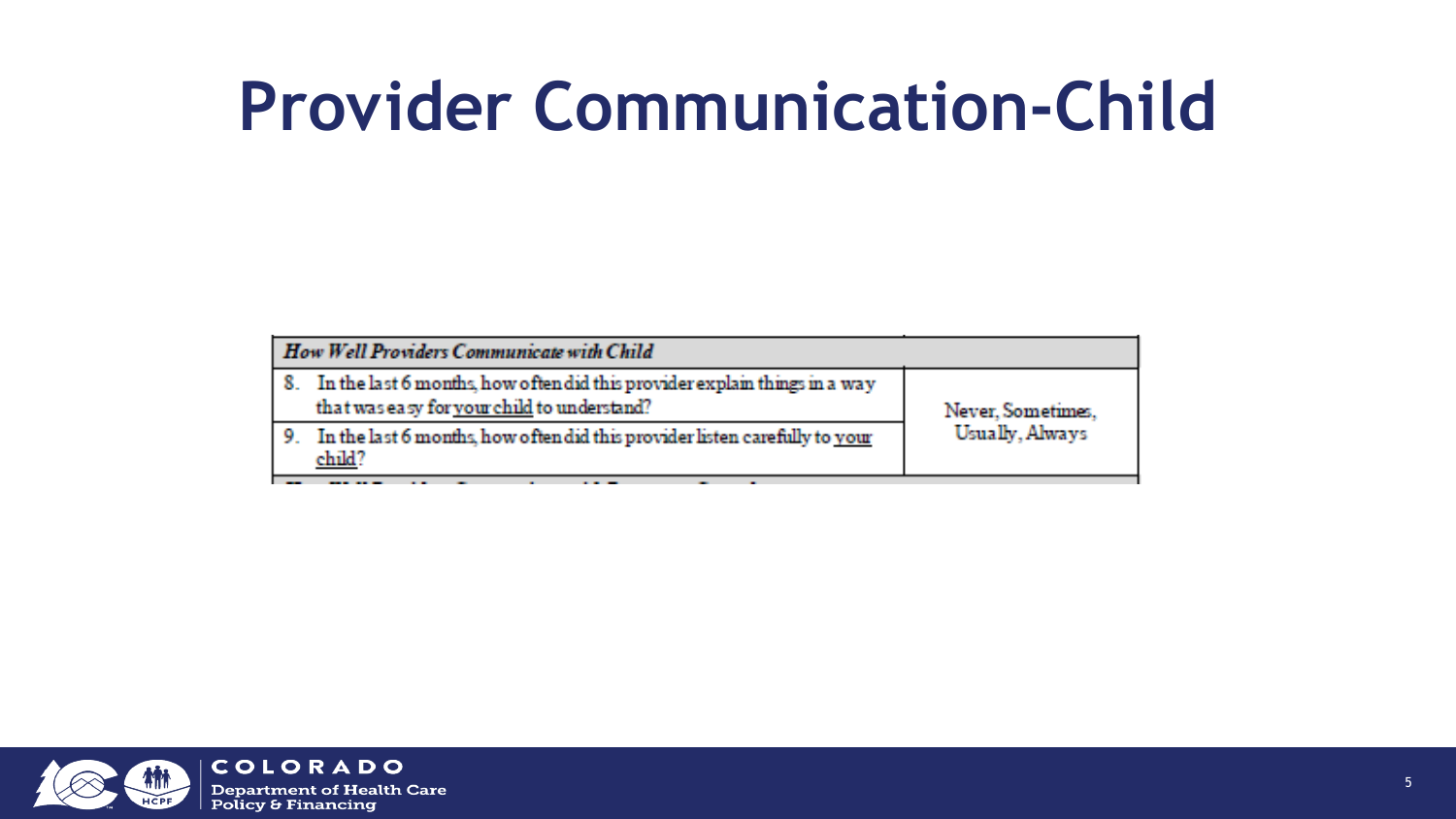# Provider Communication-Child

| *How Well Providers Communicate with Child* | |
|---|---|
| 8. In the last 6 months, how often did this provider explain things in a way that was easy for your child to understand? | Never, Sometimes, Usually, Always |
| 9. In the last 6 months, how often did this provider listen carefully to your child? | |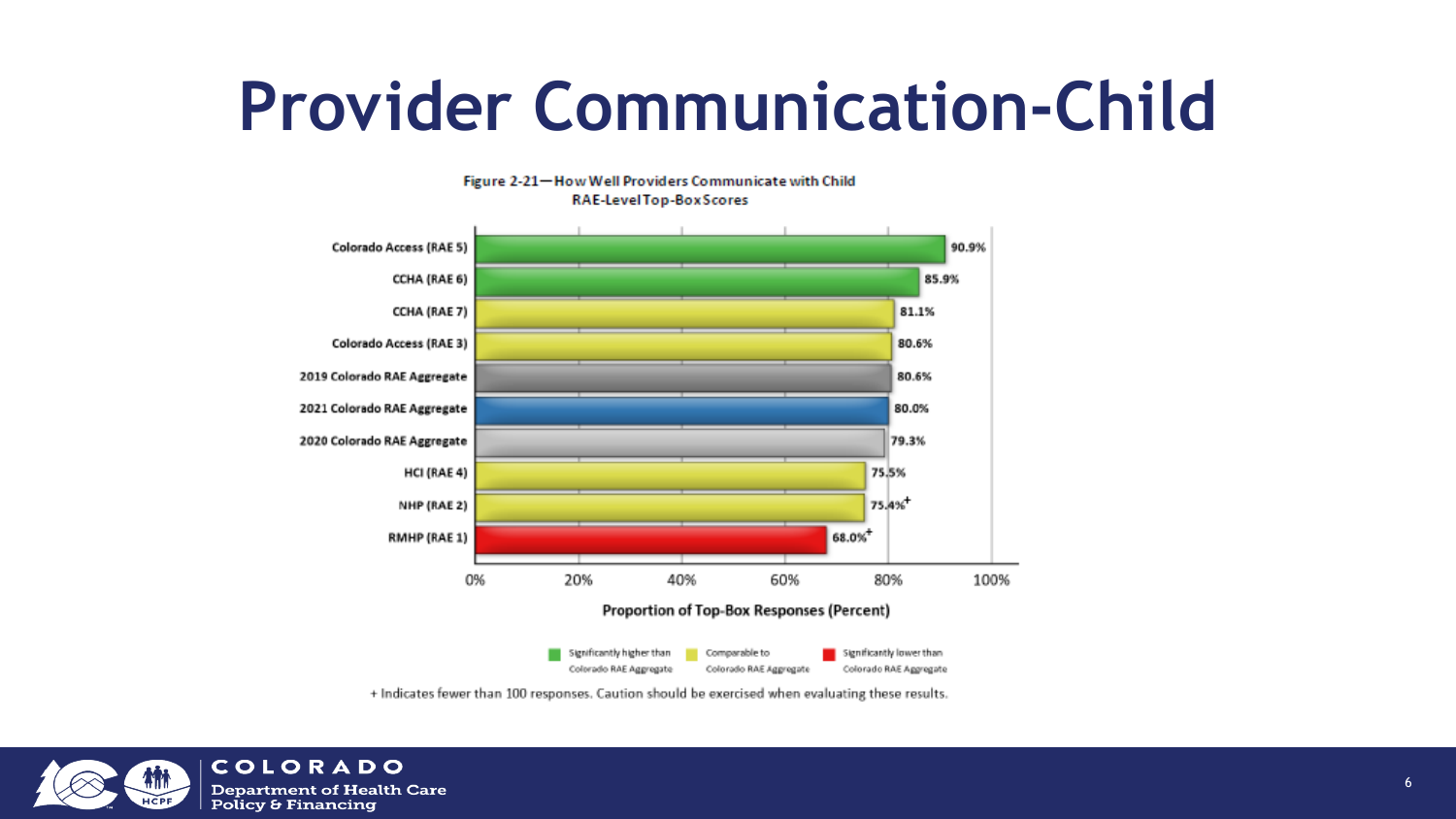# Provider Communication-Child

Figure 2-21—How Well Providers Communicate with Child
RAE-Level Top-Box Scores

| RAE | Top-Box Score |
| --- | --- |
| Colorado Access (RAE 5) | 90.9% |
| CCHA (RAE 6) | 85.9% |
| CCHA (RAE 7) | 81.1% |
| Colorado Access (RAE 3) | 80.6% |
| 2019 Colorado RAE Aggregate | 80.6% |
| 2021 Colorado RAE Aggregate | 80.0% |
| 2020 Colorado RAE Aggregate | 79.3% |
| HCI (RAE 4) | 75.5% |
| NHP (RAE 2) | 75.4%+ |
| RMHP (RAE 1) | 68.0%+ |

Proportion of Top-Box Responses (Percent)

Legend: Significantly higher than Colorado RAE Aggregate (green: Colorado Access (RAE 5), CCHA (RAE 6)); Comparable to Colorado RAE Aggregate (yellow: CCHA (RAE 7), Colorado Access (RAE 3), HCI (RAE 4), NHP (RAE 2)); Significantly lower than Colorado RAE Aggregate (red: RMHP (RAE 1))

+ Indicates fewer than 100 responses. Caution should be exercised when evaluating these results.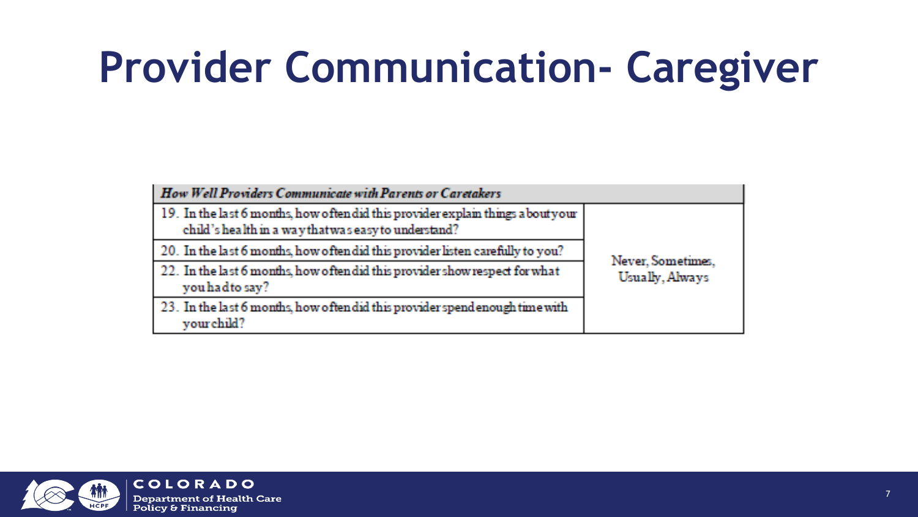# Provider Communication- Caregiver

| *How Well Providers Communicate with Parents or Caretakers* | |
|---|---|
| 19. In the last 6 months, how often did this provider explain things about your child's health in a way that was easy to understand? | Never, Sometimes, Usually, Always |
| 20. In the last 6 months, how often did this provider listen carefully to you? | |
| 22. In the last 6 months, how often did this provider show respect for what you had to say? | |
| 23. In the last 6 months, how often did this provider spend enough time with your child? | |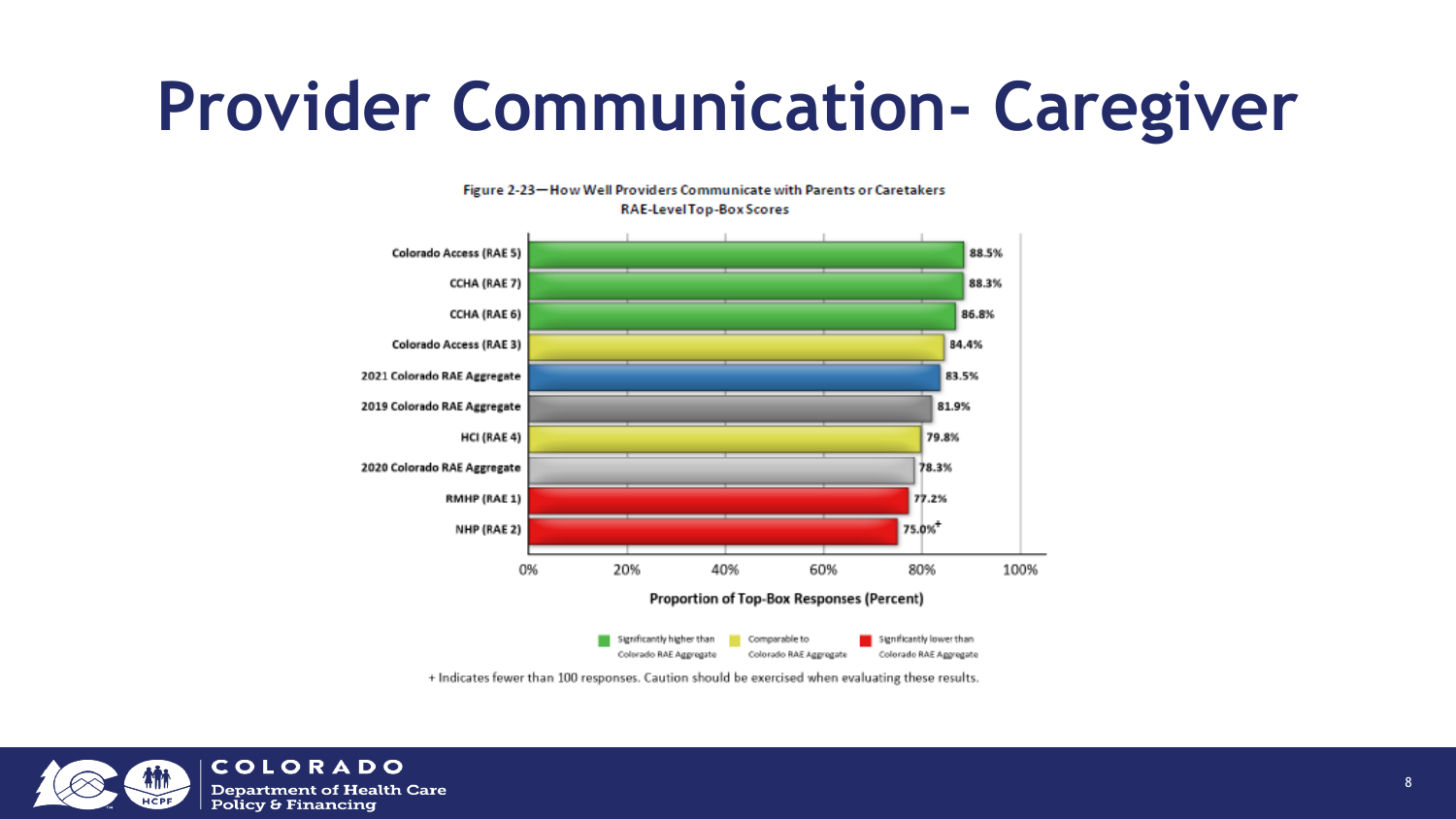# Provider Communication- Caregiver

Figure 2-23—How Well Providers Communicate with Parents or Caretakers
RAE-Level Top-Box Scores

| RAE | Proportion of Top-Box Responses (Percent) |
| --- | --- |
| Colorado Access (RAE 5) | 88.5% |
| CCHA (RAE 7) | 88.3% |
| CCHA (RAE 6) | 86.8% |
| Colorado Access (RAE 3) | 84.4% |
| 2021 Colorado RAE Aggregate | 83.5% |
| 2019 Colorado RAE Aggregate | 81.9% |
| HCI (RAE 4) | 79.8% |
| 2020 Colorado RAE Aggregate | 78.3% |
| RMHP (RAE 1) | 77.2% |
| NHP (RAE 2) | 75.0%+ |

Significantly higher than Colorado RAE Aggregate: Colorado Access (RAE 5), CCHA (RAE 7), CCHA (RAE 6)
Comparable to Colorado RAE Aggregate: Colorado Access (RAE 3), HCI (RAE 4)
Significantly lower than Colorado RAE Aggregate: RMHP (RAE 1), NHP (RAE 2)

+ Indicates fewer than 100 responses. Caution should be exercised when evaluating these results.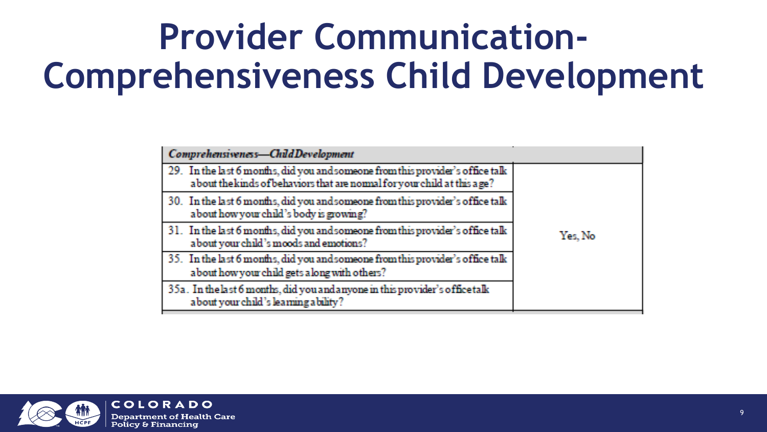# Provider Communication-Comprehensiveness Child Development

| *Comprehensiveness—Child Development* | |
|---|---|
| 29. In the last 6 months, did you and someone from this provider's office talk about the kinds of behaviors that are normal for your child at this age? | Yes, No |
| 30. In the last 6 months, did you and someone from this provider's office talk about how your child's body is growing? | |
| 31. In the last 6 months, did you and someone from this provider's office talk about your child's moods and emotions? | |
| 35. In the last 6 months, did you and someone from this provider's office talk about how your child gets along with others? | |
| 35a. In the last 6 months, did you and anyone in this provider's office talk about your child's learning ability? | |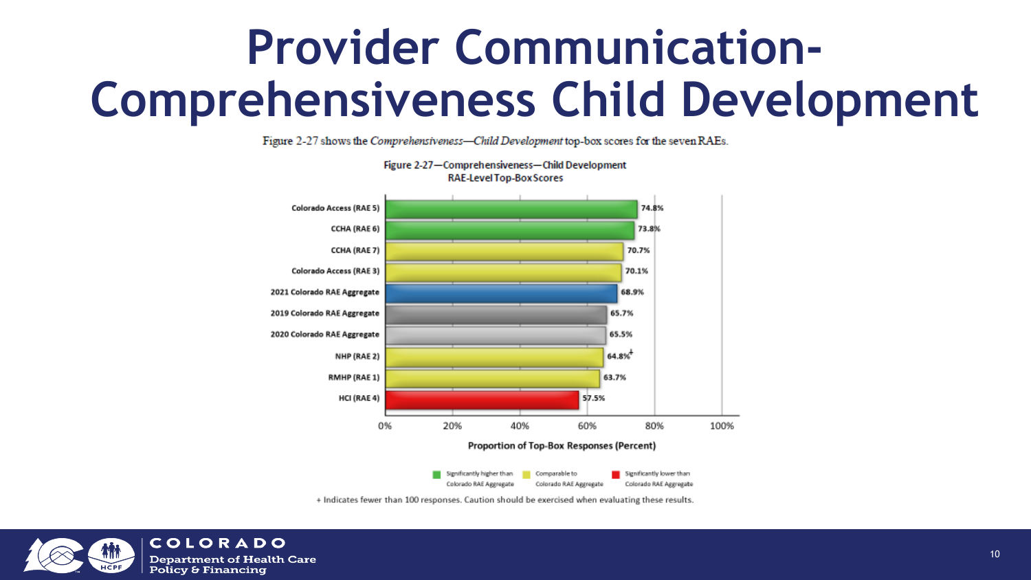# Provider Communication-Comprehensiveness Child Development

Figure 2-27 shows the *Comprehensiveness—Child Development* top-box scores for the seven RAEs.

**Figure 2-27—Comprehensiveness—Child Development RAE-Level Top-Box Scores**

| RAE | Top-Box Score |
|---|---|
| Colorado Access (RAE 5) | 74.8% |
| CCHA (RAE 6) | 73.8% |
| CCHA (RAE 7) | 70.7% |
| Colorado Access (RAE 3) | 70.1% |
| 2021 Colorado RAE Aggregate | 68.9% |
| 2019 Colorado RAE Aggregate | 65.7% |
| 2020 Colorado RAE Aggregate | 65.5% |
| NHP (RAE 2) | 64.8%+ |
| RMHP (RAE 1) | 63.7% |
| HCI (RAE 4) | 57.5% |

Proportion of Top-Box Responses (Percent)

Significantly higher than Colorado RAE Aggregate: Colorado Access (RAE 5), CCHA (RAE 6)
Comparable to Colorado RAE Aggregate: CCHA (RAE 7), Colorado Access (RAE 3), NHP (RAE 2), RMHP (RAE 1)
Significantly lower than Colorado RAE Aggregate: HCI (RAE 4)

+ Indicates fewer than 100 responses. Caution should be exercised when evaluating these results.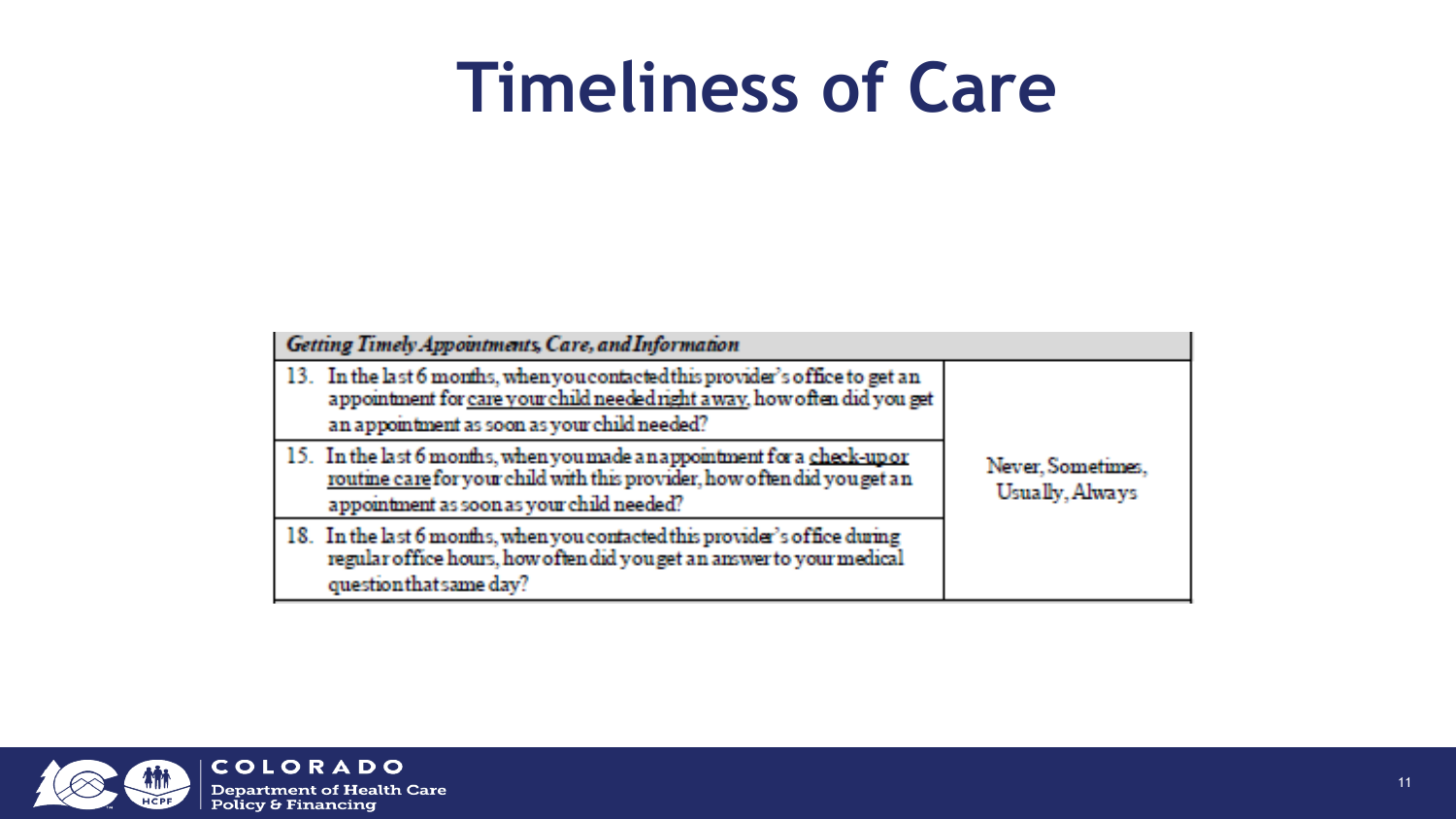# Timeliness of Care

| *Getting Timely Appointments, Care, and Information* | |
|---|---|
| 13. In the last 6 months, when you contacted this provider's office to get an appointment for <u>care your child needed right away</u>, how often did you get an appointment as soon as your child needed? | Never, Sometimes, Usually, Always |
| 15. In the last 6 months, when you made an appointment for a <u>check-up or routine care</u> for your child with this provider, how often did you get an appointment as soon as your child needed? | |
| 18. In the last 6 months, when you contacted this provider's office during regular office hours, how often did you get an answer to your medical question that same day? | |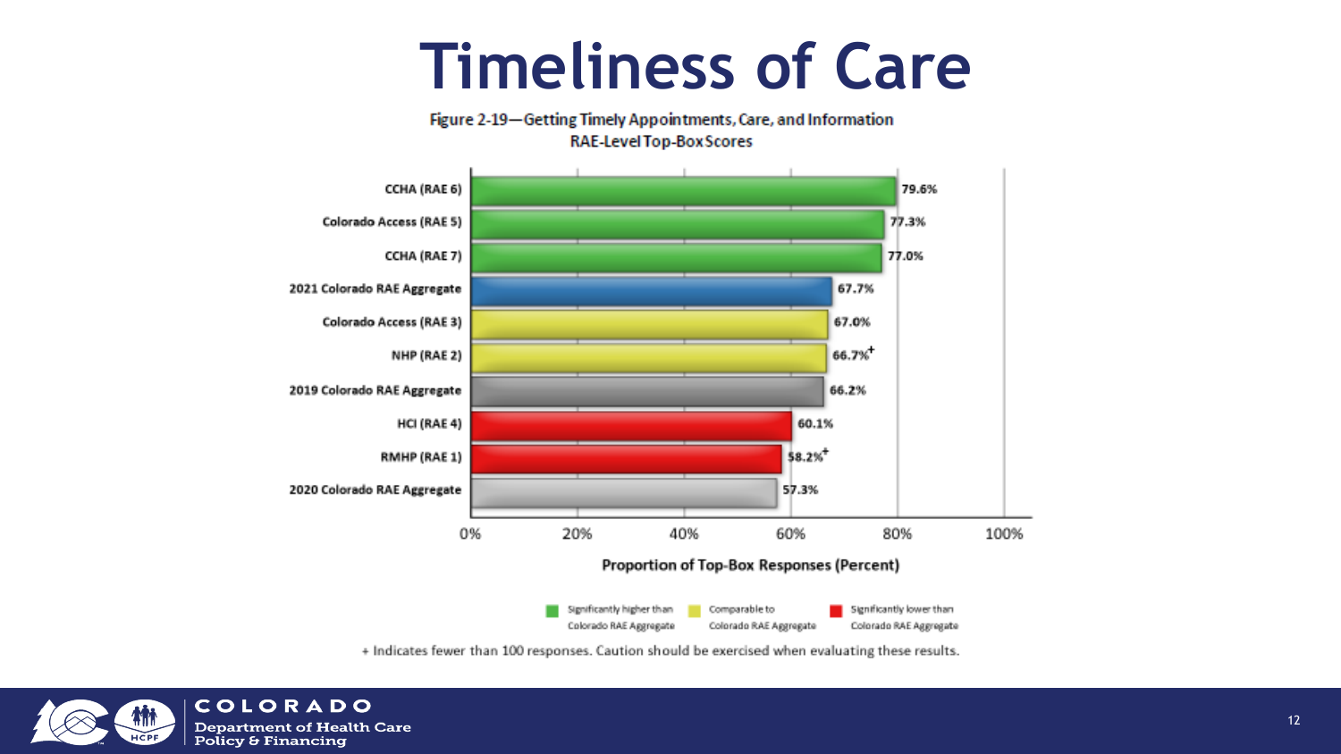# Timeliness of Care

Figure 2-19—Getting Timely Appointments, Care, and Information
RAE-Level Top-Box Scores

| RAE | Top-Box Score |
| --- | --- |
| CCHA (RAE 6) | 79.6% |
| Colorado Access (RAE 5) | 77.3% |
| CCHA (RAE 7) | 77.0% |
| 2021 Colorado RAE Aggregate | 67.7% |
| Colorado Access (RAE 3) | 67.0% |
| NHP (RAE 2) | 66.7%+ |
| 2019 Colorado RAE Aggregate | 66.2% |
| HCI (RAE 4) | 60.1% |
| RMHP (RAE 1) | 58.2%+ |
| 2020 Colorado RAE Aggregate | 57.3% |

Proportion of Top-Box Responses (Percent)

Legend: Significantly higher than Colorado RAE Aggregate (CCHA (RAE 6), Colorado Access (RAE 5), CCHA (RAE 7)); Comparable to Colorado RAE Aggregate (Colorado Access (RAE 3), NHP (RAE 2)); Significantly lower than Colorado RAE Aggregate (HCI (RAE 4), RMHP (RAE 1))

+ Indicates fewer than 100 responses. Caution should be exercised when evaluating these results.

COLORADO
Department of Health Care Policy & Financing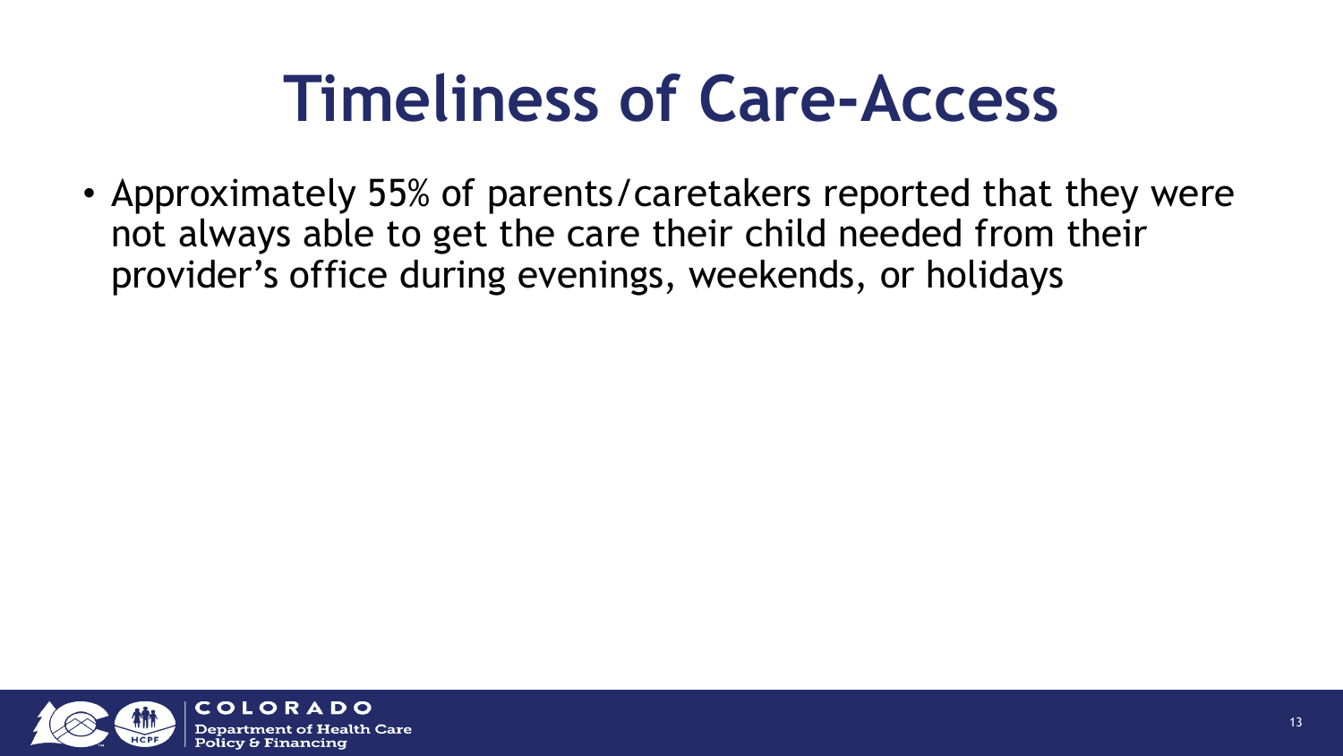# Timeliness of Care-Access

- Approximately 55% of parents/caretakers reported that they were not always able to get the care their child needed from their provider's office during evenings, weekends, or holidays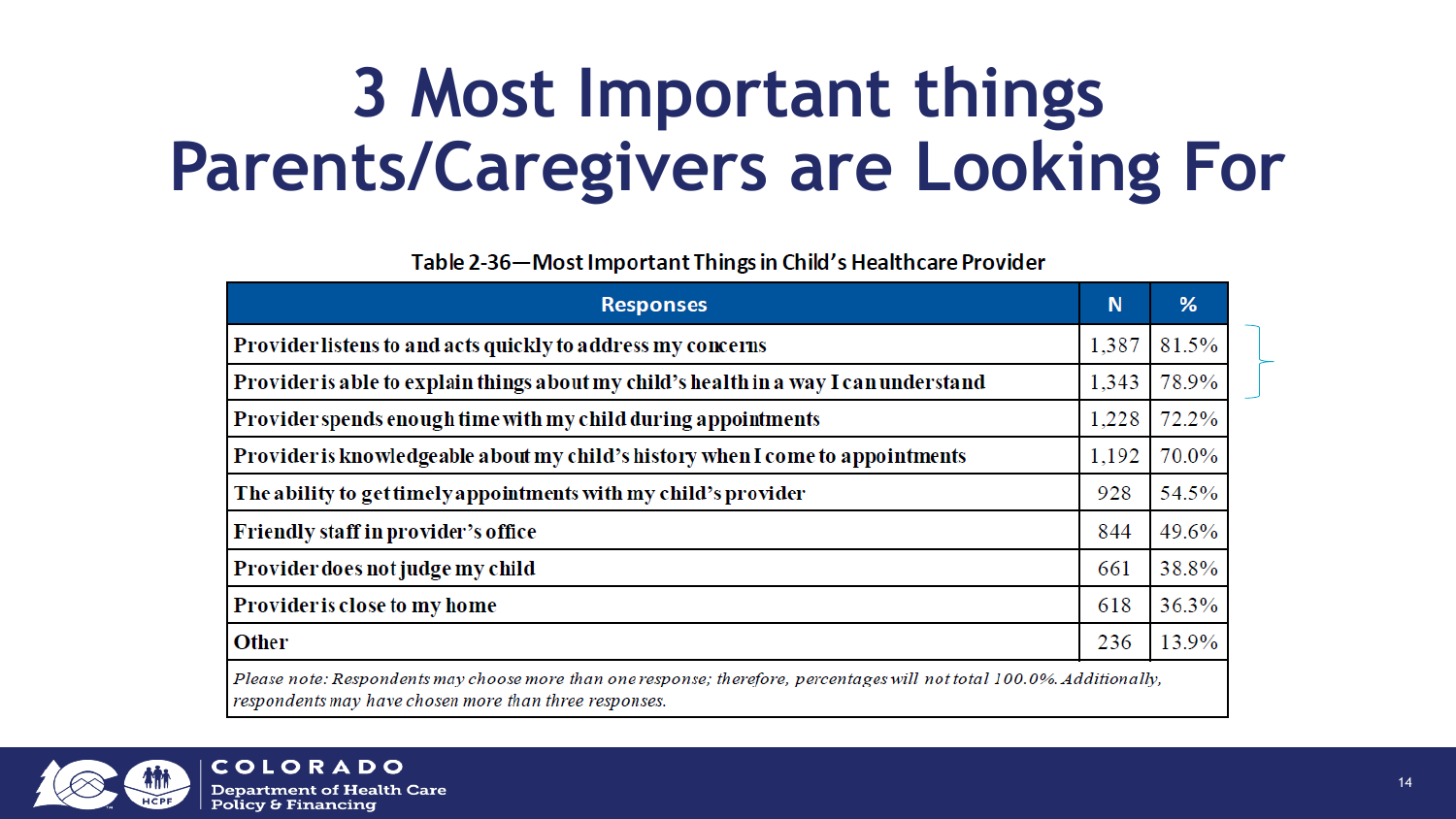# 3 Most Important things Parents/Caregivers are Looking For

Table 2-36—Most Important Things in Child's Healthcare Provider

| Responses | N | % |
|---|---|---|
| Provider listens to and acts quickly to address my concerns | 1,387 | 81.5% |
| Provider is able to explain things about my child's health in a way I can understand | 1,343 | 78.9% |
| Provider spends enough time with my child during appointments | 1,228 | 72.2% |
| Provider is knowledgeable about my child's history when I come to appointments | 1,192 | 70.0% |
| The ability to get timely appointments with my child's provider | 928 | 54.5% |
| Friendly staff in provider's office | 844 | 49.6% |
| Provider does not judge my child | 661 | 38.8% |
| Provider is close to my home | 618 | 36.3% |
| Other | 236 | 13.9% |

*Please note: Respondents may choose more than one response; therefore, percentages will not total 100.0%. Additionally, respondents may have chosen more than three responses.*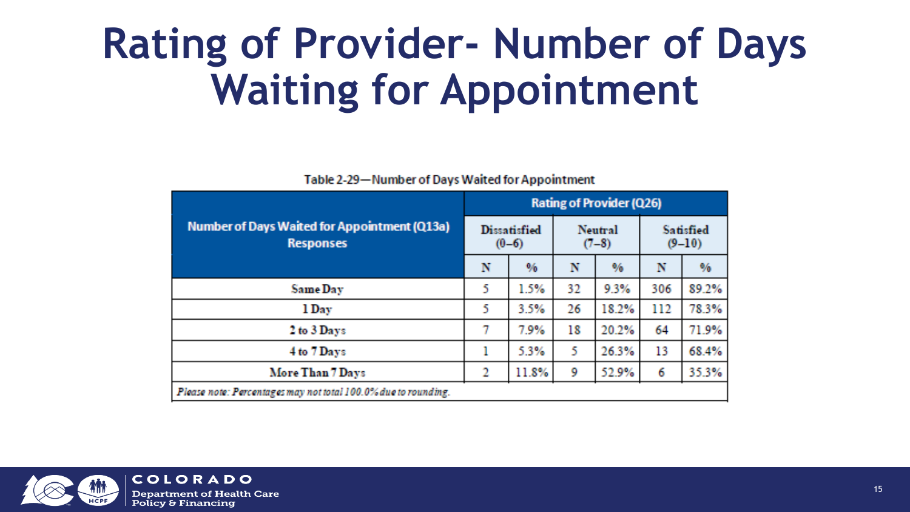# Rating of Provider- Number of Days Waiting for Appointment

Table 2-29—Number of Days Waited for Appointment

| Number of Days Waited for Appointment (Q13a) Responses | Rating of Provider (Q26) | | | | | |
|---|---|---|---|---|---|---|
| | Dissatisfied (0–6) | | Neutral (7–8) | | Satisfied (9–10) | |
| | N | % | N | % | N | % |
| Same Day | 5 | 1.5% | 32 | 9.3% | 306 | 89.2% |
| 1 Day | 5 | 3.5% | 26 | 18.2% | 112 | 78.3% |
| 2 to 3 Days | 7 | 7.9% | 18 | 20.2% | 64 | 71.9% |
| 4 to 7 Days | 1 | 5.3% | 5 | 26.3% | 13 | 68.4% |
| More Than 7 Days | 2 | 11.8% | 9 | 52.9% | 6 | 35.3% |

*Please note: Percentages may not total 100.0% due to rounding.*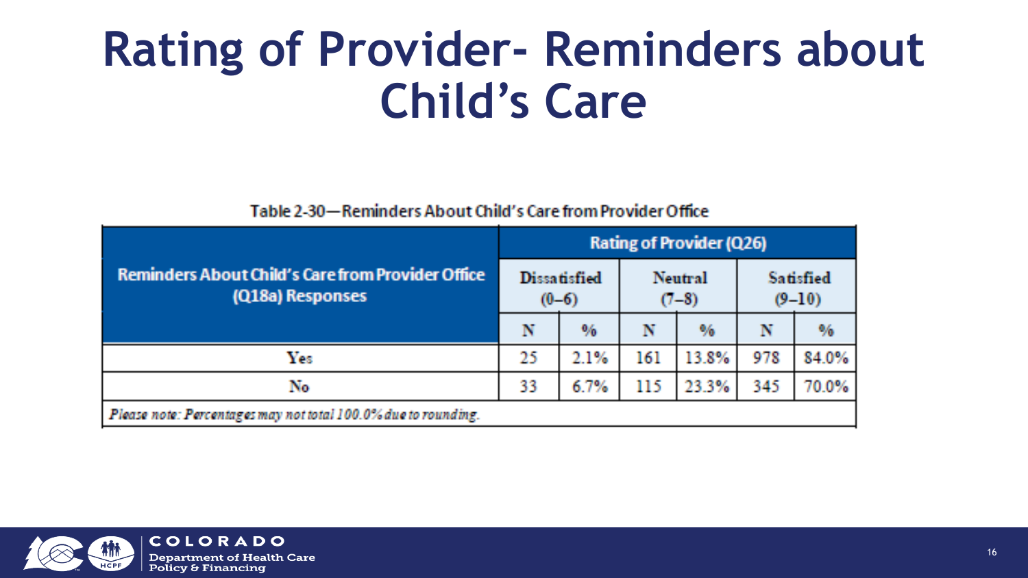# Rating of Provider- Reminders about Child's Care

Table 2-30—Reminders About Child's Care from Provider Office

| Reminders About Child's Care from Provider Office (Q18a) Responses | Rating of Provider (Q26) | | | | | |
|---|---|---|---|---|---|---|
| | Dissatisfied (0–6) | | Neutral (7–8) | | Satisfied (9–10) | |
| | N | % | N | % | N | % |
| Yes | 25 | 2.1% | 161 | 13.8% | 978 | 84.0% |
| No | 33 | 6.7% | 115 | 23.3% | 345 | 70.0% |

*Please note: Percentages may not total 100.0% due to rounding.*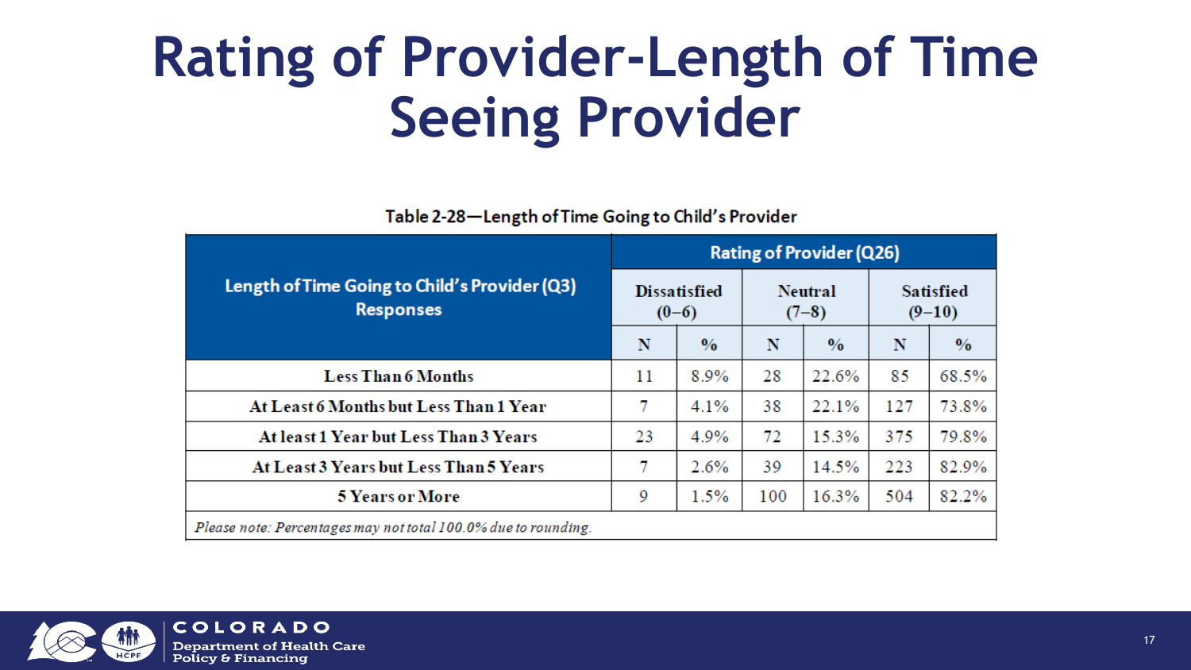# Rating of Provider-Length of Time Seeing Provider

Table 2-28—Length of Time Going to Child's Provider

| Length of Time Going to Child's Provider (Q3) Responses | Rating of Provider (Q26) | | | | | |
|---|---|---|---|---|---|---|
| | Dissatisfied (0–6) | | Neutral (7–8) | | Satisfied (9–10) | |
| | N | % | N | % | N | % |
| Less Than 6 Months | 11 | 8.9% | 28 | 22.6% | 85 | 68.5% |
| At Least 6 Months but Less Than 1 Year | 7 | 4.1% | 38 | 22.1% | 127 | 73.8% |
| At least 1 Year but Less Than 3 Years | 23 | 4.9% | 72 | 15.3% | 375 | 79.8% |
| At Least 3 Years but Less Than 5 Years | 7 | 2.6% | 39 | 14.5% | 223 | 82.9% |
| 5 Years or More | 9 | 1.5% | 100 | 16.3% | 504 | 82.2% |

*Please note: Percentages may not total 100.0% due to rounding.*

COLORADO Department of Health Care Policy & Financing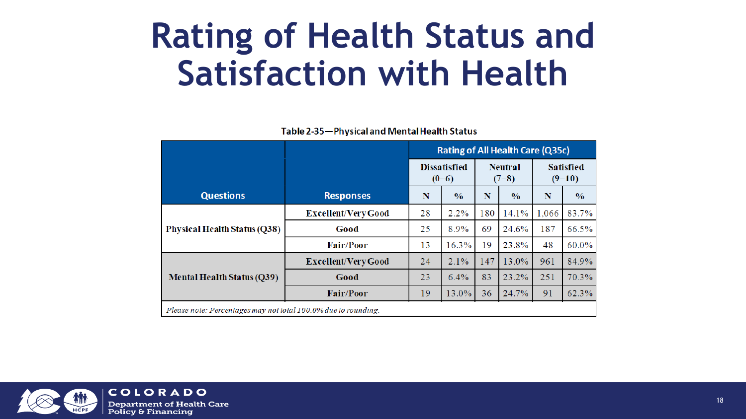# Rating of Health Status and Satisfaction with Health

Table 2-35—Physical and Mental Health Status

| Questions | Responses | Rating of All Health Care (Q35c) | | | | | |
|---|---|---|---|---|---|---|---|
| | | Dissatisfied (0–6) | | Neutral (7–8) | | Satisfied (9–10) | |
| | | N | % | N | % | N | % |
| Physical Health Status (Q38) | Excellent/Very Good | 28 | 2.2% | 180 | 14.1% | 1,066 | 83.7% |
| | Good | 25 | 8.9% | 69 | 24.6% | 187 | 66.5% |
| | Fair/Poor | 13 | 16.3% | 19 | 23.8% | 48 | 60.0% |
| Mental Health Status (Q39) | Excellent/Very Good | 24 | 2.1% | 147 | 13.0% | 961 | 84.9% |
| | Good | 23 | 6.4% | 83 | 23.2% | 251 | 70.3% |
| | Fair/Poor | 19 | 13.0% | 36 | 24.7% | 91 | 62.3% |

*Please note: Percentages may not total 100.0% due to rounding.*

COLORADO
Department of Health Care Policy & Financing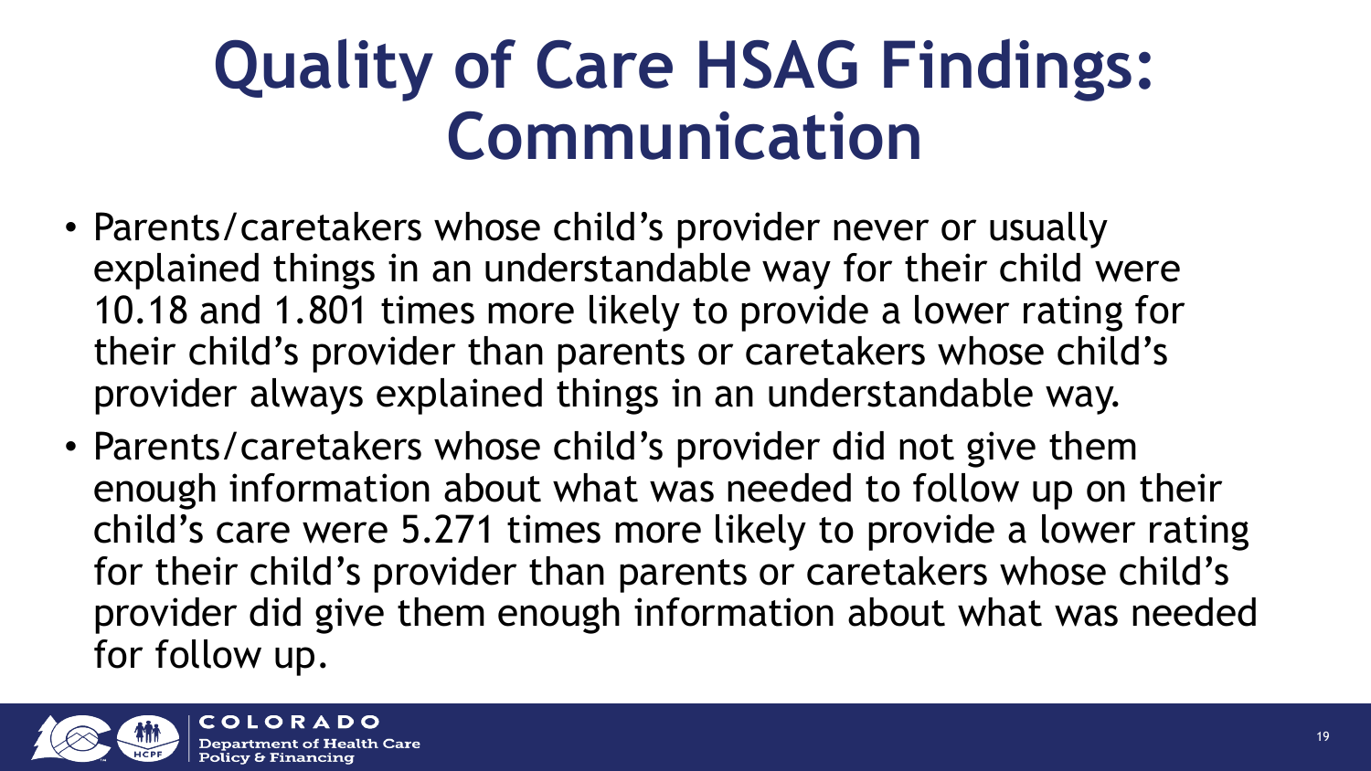# Quality of Care HSAG Findings: Communication

- Parents/caretakers whose child's provider never or usually explained things in an understandable way for their child were 10.18 and 1.801 times more likely to provide a lower rating for their child's provider than parents or caretakers whose child's provider always explained things in an understandable way.
- Parents/caretakers whose child's provider did not give them enough information about what was needed to follow up on their child's care were 5.271 times more likely to provide a lower rating for their child's provider than parents or caretakers whose child's provider did give them enough information about what was needed for follow up.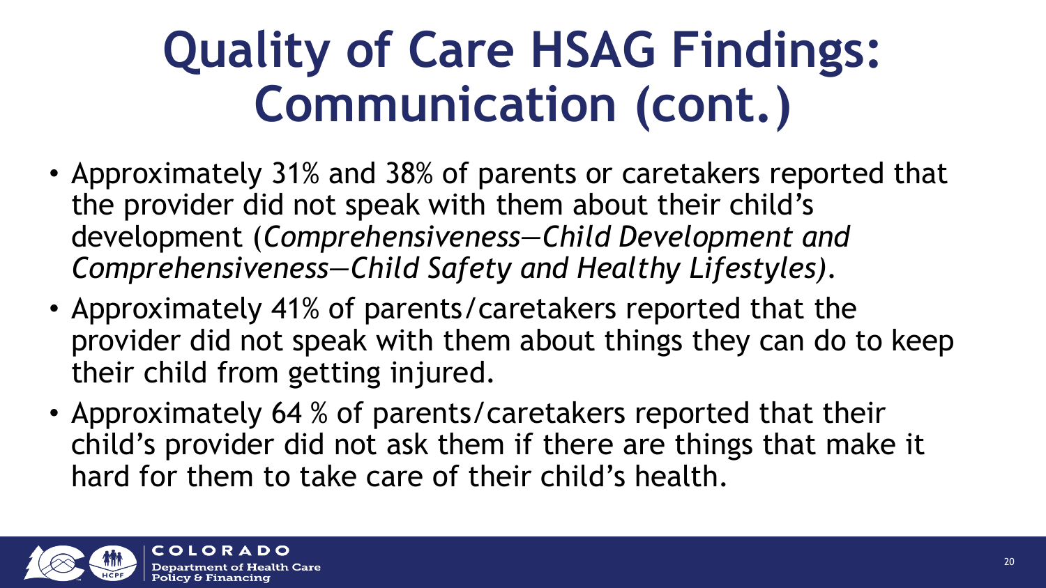# Quality of Care HSAG Findings: Communication (cont.)

- Approximately 31% and 38% of parents or caretakers reported that the provider did not speak with them about their child's development (*Comprehensiveness—Child Development and Comprehensiveness—Child Safety and Healthy Lifestyles)*.
- Approximately 41% of parents/caretakers reported that the provider did not speak with them about things they can do to keep their child from getting injured.
- Approximately 64 % of parents/caretakers reported that their child's provider did not ask them if there are things that make it hard for them to take care of their child's health.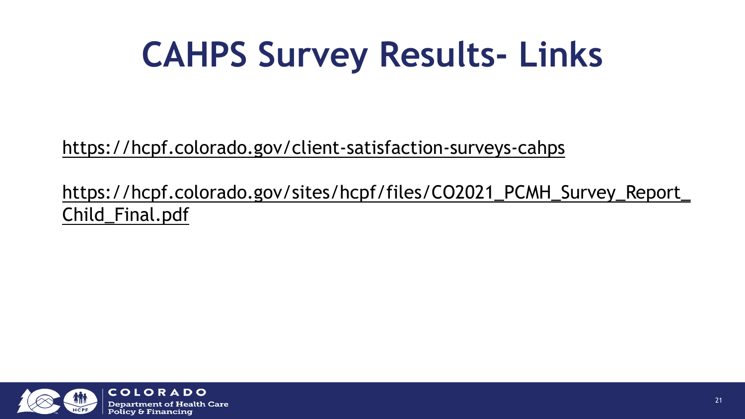# CAHPS Survey Results- Links

https://hcpf.colorado.gov/client-satisfaction-surveys-cahps

https://hcpf.colorado.gov/sites/hcpf/files/CO2021_PCMH_Survey_Report_Child_Final.pdf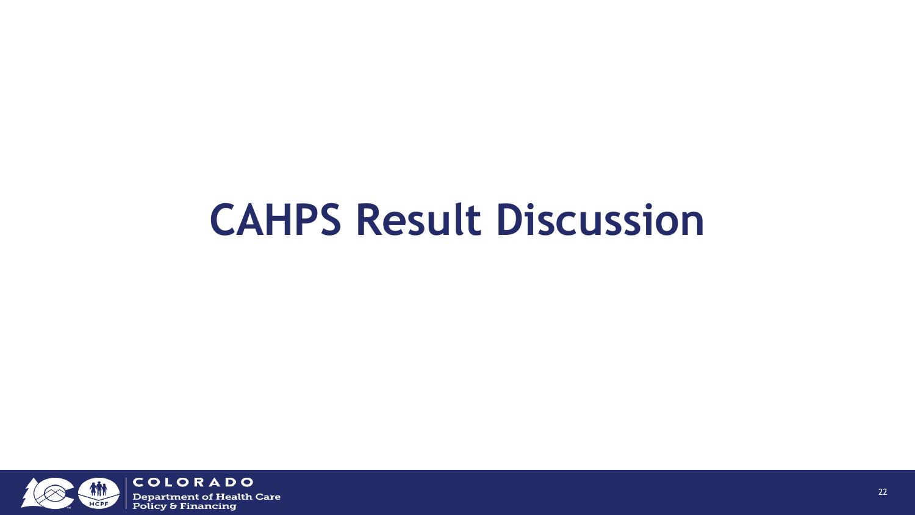# CAHPS Result Discussion